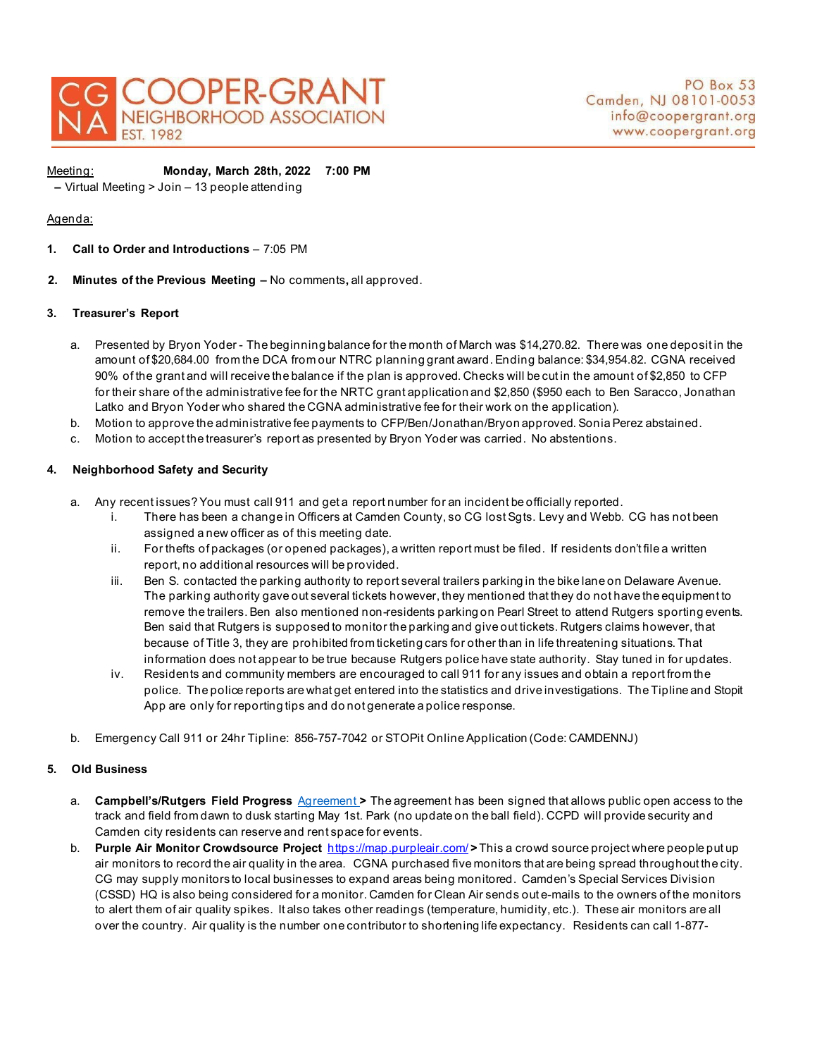# COOPER-GRANT NEIGHBORHOOD ASSOCIATION

EST. 1982

PO Box 53
Camden, NJ 08101-0053
info@coopergrant.org
www.coopergrant.org

Meeting: **Monday, March 28th, 2022 7:00 PM**
– Virtual Meeting > Join – 13 people attending

Agenda:

1. **Call to Order and Introductions** – 7:05 PM

2. **Minutes of the Previous Meeting –** No comments, all approved.

3. **Treasurer's Report**

   a. Presented by Bryon Yoder - The beginning balance for the month of March was $14,270.82. There was one deposit in the amount of $20,684.00 from the DCA from our NTRC planning grant award. Ending balance: $34,954.82. CGNA received 90% of the grant and will receive the balance if the plan is approved. Checks will be cut in the amount of $2,850 to CFP for their share of the administrative fee for the NRTC grant application and $2,850 ($950 each to Ben Saracco, Jonathan Latko and Bryon Yoder who shared the CGNA administrative fee for their work on the application).
   b. Motion to approve the administrative fee payments to CFP/Ben/Jonathan/Bryon approved. Sonia Perez abstained.
   c. Motion to accept the treasurer's report as presented by Bryon Yoder was carried. No abstentions.

4. **Neighborhood Safety and Security**

   a. Any recent issues? You must call 911 and get a report number for an incident be officially reported.
      i. There has been a change in Officers at Camden County, so CG lost Sgts. Levy and Webb. CG has not been assigned a new officer as of this meeting date.
      ii. For thefts of packages (or opened packages), a written report must be filed. If residents don't file a written report, no additional resources will be provided.
      iii. Ben S. contacted the parking authority to report several trailers parking in the bike lane on Delaware Avenue. The parking authority gave out several tickets however, they mentioned that they do not have the equipment to remove the trailers. Ben also mentioned non-residents parking on Pearl Street to attend Rutgers sporting events. Ben said that Rutgers is supposed to monitor the parking and give out tickets. Rutgers claims however, that because of Title 3, they are prohibited from ticketing cars for other than in life threatening situations. That information does not appear to be true because Rutgers police have state authority. Stay tuned in for updates.
      iv. Residents and community members are encouraged to call 911 for any issues and obtain a report from the police. The police reports are what get entered into the statistics and drive investigations. The Tipline and Stopit App are only for reporting tips and do not generate a police response.

   b. Emergency Call 911 or 24hr Tipline: 856-757-7042 or STOPit Online Application (Code: CAMDENNJ)

5. **Old Business**

   a. **Campbell's/Rutgers Field Progress** Agreement **>** The agreement has been signed that allows public open access to the track and field from dawn to dusk starting May 1st. Park (no update on the ball field). CCPD will provide security and Camden city residents can reserve and rent space for events.
   b. **Purple Air Monitor Crowdsource Project** https://map.purpleair.com/ **>** This a crowd source project where people put up air monitors to record the air quality in the area. CGNA purchased five monitors that are being spread throughout the city. CG may supply monitors to local businesses to expand areas being monitored. Camden's Special Services Division (CSSD) HQ is also being considered for a monitor. Camden for Clean Air sends out e-mails to the owners of the monitors to alert them of air quality spikes. It also takes other readings (temperature, humidity, etc.). These air monitors are all over the country. Air quality is the number one contributor to shortening life expectancy. Residents can call 1-877-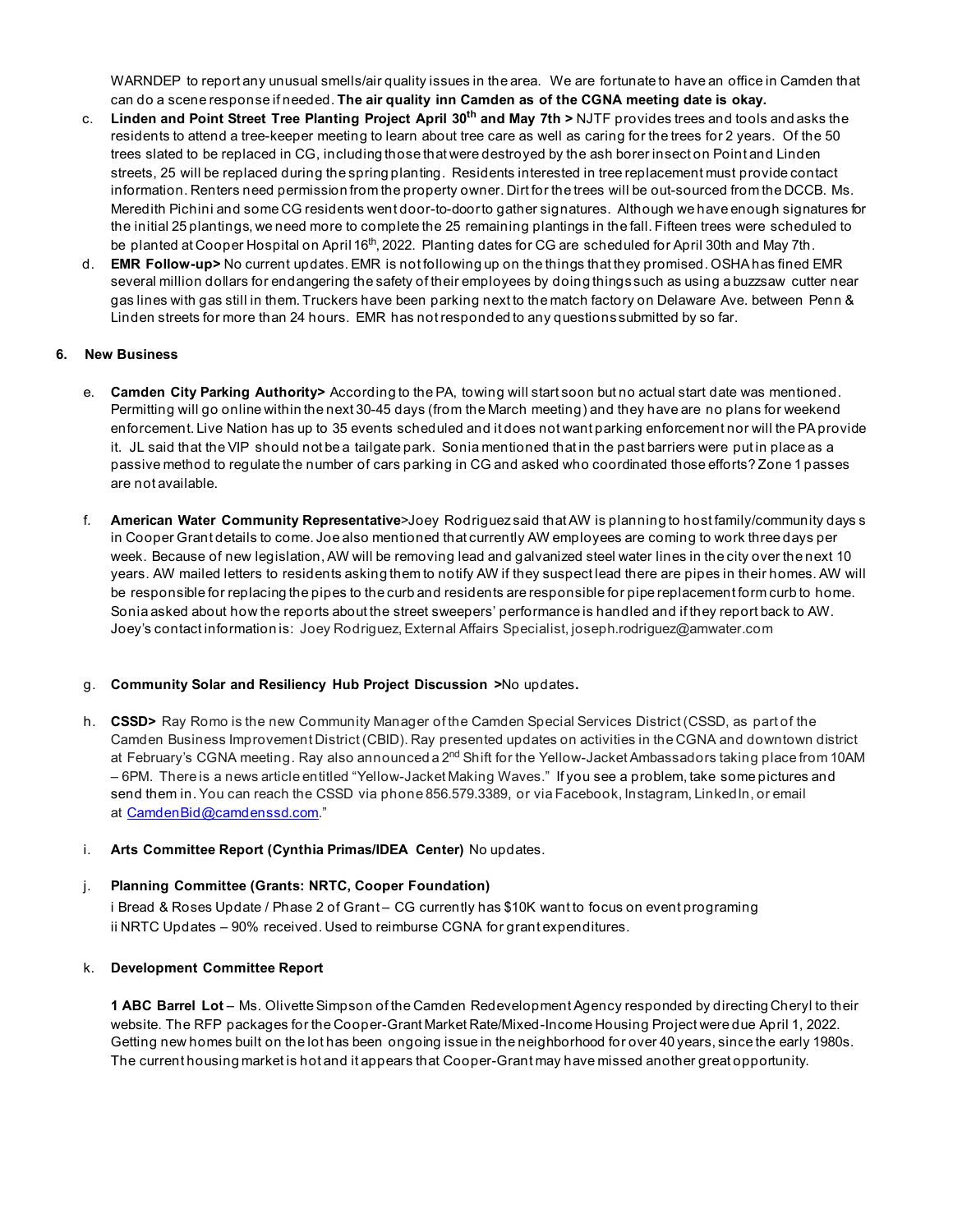WARNDEP to report any unusual smells/air quality issues in the area. We are fortunate to have an office in Camden that can do a scene response if needed. **The air quality inn Camden as of the CGNA meeting date is okay.**

c. **Linden and Point Street Tree Planting Project April 30th and May 7th >** NJTF provides trees and tools and asks the residents to attend a tree-keeper meeting to learn about tree care as well as caring for the trees for 2 years. Of the 50 trees slated to be replaced in CG, including those that were destroyed by the ash borer insect on Point and Linden streets, 25 will be replaced during the spring planting. Residents interested in tree replacement must provide contact information. Renters need permission from the property owner. Dirt for the trees will be out-sourced from the DCCB. Ms. Meredith Pichini and some CG residents went door-to-door to gather signatures. Although we have enough signatures for the initial 25 plantings, we need more to complete the 25 remaining plantings in the fall. Fifteen trees were scheduled to be planted at Cooper Hospital on April 16th, 2022. Planting dates for CG are scheduled for April 30th and May 7th.

d. **EMR Follow-up>** No current updates. EMR is not following up on the things that they promised. OSHA has fined EMR several million dollars for endangering the safety of their employees by doing things such as using a buzzsaw cutter near gas lines with gas still in them. Truckers have been parking next to the match factory on Delaware Ave. between Penn & Linden streets for more than 24 hours. EMR has not responded to any questions submitted by so far.

**6. New Business**

e. **Camden City Parking Authority>** According to the PA, towing will start soon but no actual start date was mentioned. Permitting will go online within the next 30-45 days (from the March meeting) and they have are no plans for weekend enforcement. Live Nation has up to 35 events scheduled and it does not want parking enforcement nor will the PA provide it. JL said that the VIP should not be a tailgate park. Sonia mentioned that in the past barriers were put in place as a passive method to regulate the number of cars parking in CG and asked who coordinated those efforts? Zone 1 passes are not available.

f. **American Water Community Representative**>Joey Rodriguez said that AW is planning to host family/community days s in Cooper Grant details to come. Joe also mentioned that currently AW employees are coming to work three days per week. Because of new legislation, AW will be removing lead and galvanized steel water lines in the city over the next 10 years. AW mailed letters to residents asking them to notify AW if they suspect lead there are pipes in their homes. AW will be responsible for replacing the pipes to the curb and residents are responsible for pipe replacement form curb to home. Sonia asked about how the reports about the street sweepers' performance is handled and if they report back to AW. Joey's contact information is: Joey Rodriguez, External Affairs Specialist, joseph.rodriguez@amwater.com

g. **Community Solar and Resiliency Hub Project Discussion >**No updates**.**

h. **CSSD>** Ray Romo is the new Community Manager of the Camden Special Services District (CSSD, as part of the Camden Business Improvement District (CBID). Ray presented updates on activities in the CGNA and downtown district at February's CGNA meeting. Ray also announced a 2nd Shift for the Yellow-Jacket Ambassadors taking place from 10AM – 6PM. There is a news article entitled "Yellow-Jacket Making Waves." If you see a problem, take some pictures and send them in. You can reach the CSSD via phone 856.579.3389, or via Facebook, Instagram, LinkedIn, or email at CamdenBid@camdenssd.com."

i. **Arts Committee Report (Cynthia Primas/IDEA Center)** No updates.

j. **Planning Committee (Grants: NRTC, Cooper Foundation)**

i Bread & Roses Update / Phase 2 of Grant – CG currently has $10K want to focus on event programing
ii NRTC Updates – 90% received. Used to reimburse CGNA for grant expenditures.

k. **Development Committee Report**

**1 ABC Barrel Lot** – Ms. Olivette Simpson of the Camden Redevelopment Agency responded by directing Cheryl to their website. The RFP packages for the Cooper-Grant Market Rate/Mixed-Income Housing Project were due April 1, 2022. Getting new homes built on the lot has been ongoing issue in the neighborhood for over 40 years, since the early 1980s. The current housing market is hot and it appears that Cooper-Grant may have missed another great opportunity.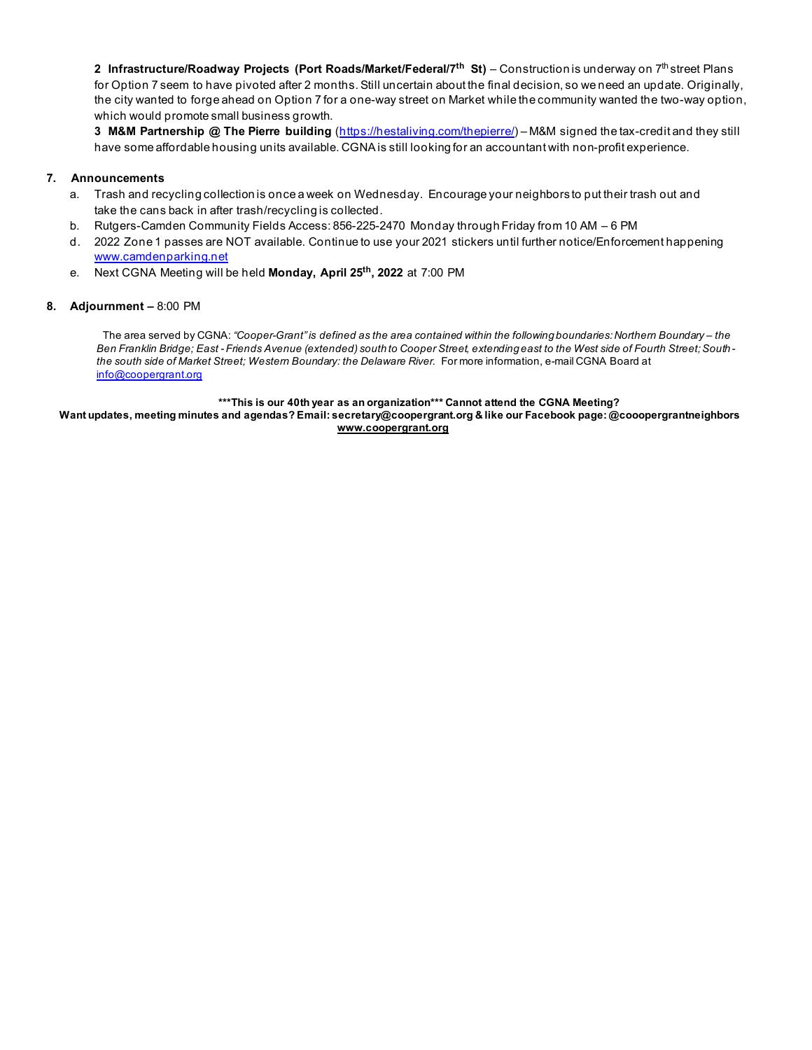**2 Infrastructure/Roadway Projects (Port Roads/Market/Federal/7th St)** – Construction is underway on 7th street Plans for Option 7 seem to have pivoted after 2 months. Still uncertain about the final decision, so we need an update. Originally, the city wanted to forge ahead on Option 7 for a one-way street on Market while the community wanted the two-way option, which would promote small business growth.

**3 M&M Partnership @ The Pierre building** (https://hestaliving.com/thepierre/) – M&M signed the tax-credit and they still have some affordable housing units available. CGNA is still looking for an accountant with non-profit experience.

**7. Announcements**

a. Trash and recycling collection is once a week on Wednesday. Encourage your neighbors to put their trash out and take the cans back in after trash/recycling is collected.

b. Rutgers-Camden Community Fields Access: 856-225-2470 Monday through Friday from 10 AM – 6 PM

d. 2022 Zone 1 passes are NOT available. Continue to use your 2021 stickers until further notice/Enforcement happening www.camdenparking.net

e. Next CGNA Meeting will be held **Monday, April 25th, 2022** at 7:00 PM

**8. Adjournment –** 8:00 PM

The area served by CGNA: *"Cooper-Grant" is defined as the area contained within the following boundaries: Northern Boundary – the Ben Franklin Bridge; East - Friends Avenue (extended) south to Cooper Street, extending east to the West side of Fourth Street; South - the south side of Market Street; Western Boundary: the Delaware River.* For more information, e-mail CGNA Board at info@coopergrant.org

**\*\*\*This is our 40th year as an organization\*\*\* Cannot attend the CGNA Meeting?**
**Want updates, meeting minutes and agendas? Email: secretary@coopergrant.org & like our Facebook page: @cooopergrantneighbors**
**www.coopergrant.org**